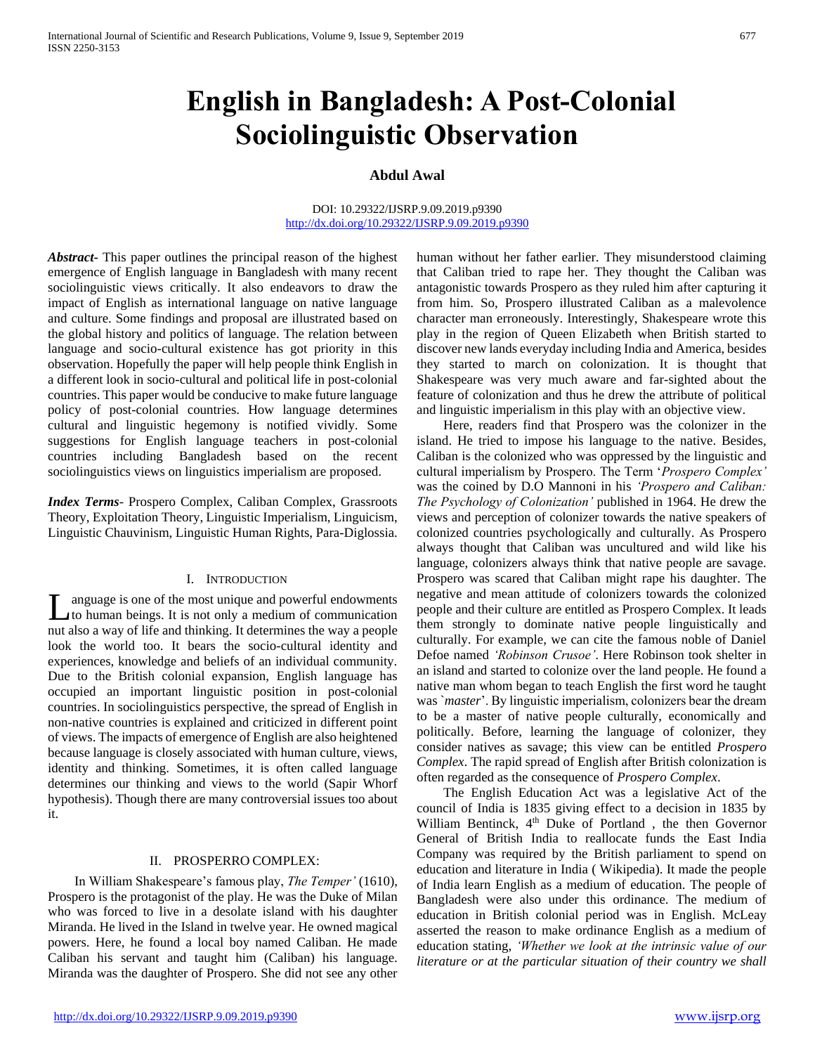# English in Bangladesh: A Post-Colonial Sociolinguistic Observation

**Abdul Awal**

DOI: 10.29322/IJSRP.9.09.2019.p9390
http://dx.doi.org/10.29322/IJSRP.9.09.2019.p9390

***Abstract*-** This paper outlines the principal reason of the highest emergence of English language in Bangladesh with many recent sociolinguistic views critically. It also endeavors to draw the impact of English as international language on native language and culture. Some findings and proposal are illustrated based on the global history and politics of language. The relation between language and socio-cultural existence has got priority in this observation. Hopefully the paper will help people think English in a different look in socio-cultural and political life in post-colonial countries. This paper would be conducive to make future language policy of post-colonial countries. How language determines cultural and linguistic hegemony is notified vividly. Some suggestions for English language teachers in post-colonial countries including Bangladesh based on the recent sociolinguistics views on linguistics imperialism are proposed.

***Index Terms*-** Prospero Complex, Caliban Complex, Grassroots Theory, Exploitation Theory, Linguistic Imperialism, Linguicism, Linguistic Chauvinism, Linguistic Human Rights, Para-Diglossia.

## I. Introduction

Language is one of the most unique and powerful endowments to human beings. It is not only a medium of communication nut also a way of life and thinking. It determines the way a people look the world too. It bears the socio-cultural identity and experiences, knowledge and beliefs of an individual community. Due to the British colonial expansion, English language has occupied an important linguistic position in post-colonial countries. In sociolinguistics perspective, the spread of English in non-native countries is explained and criticized in different point of views. The impacts of emergence of English are also heightened because language is closely associated with human culture, views, identity and thinking. Sometimes, it is often called language determines our thinking and views to the world (Sapir Whorf hypothesis). Though there are many controversial issues too about it.

## II. PROSPERRO COMPLEX:

In William Shakespeare's famous play, *The Temper'* (1610), Prospero is the protagonist of the play. He was the Duke of Milan who was forced to live in a desolate island with his daughter Miranda. He lived in the Island in twelve year. He owned magical powers. Here, he found a local boy named Caliban. He made Caliban his servant and taught him (Caliban) his language. Miranda was the daughter of Prospero. She did not see any other human without her father earlier. They misunderstood claiming that Caliban tried to rape her. They thought the Caliban was antagonistic towards Prospero as they ruled him after capturing it from him. So, Prospero illustrated Caliban as a malevolence character man erroneously. Interestingly, Shakespeare wrote this play in the region of Queen Elizabeth when British started to discover new lands everyday including India and America, besides they started to march on colonization. It is thought that Shakespeare was very much aware and far-sighted about the feature of colonization and thus he drew the attribute of political and linguistic imperialism in this play with an objective view.

Here, readers find that Prospero was the colonizer in the island. He tried to impose his language to the native. Besides, Caliban is the colonized who was oppressed by the linguistic and cultural imperialism by Prospero. The Term '*Prospero Complex'* was the coined by D.O Mannoni in his *'Prospero and Caliban: The Psychology of Colonization'* published in 1964. He drew the views and perception of colonizer towards the native speakers of colonized countries psychologically and culturally. As Prospero always thought that Caliban was uncultured and wild like his language, colonizers always think that native people are savage. Prospero was scared that Caliban might rape his daughter. The negative and mean attitude of colonizer towards the colonized people and their culture are entitled as Prospero Complex. It leads them strongly to dominate native people linguistically and culturally. For example, we can cite the famous noble of Daniel Defoe named *'Robinson Crusoe'*. Here Robinson took shelter in an island and started to colonize over the land people. He found a native man whom began to teach English the first word he taught was `*master*'. By linguistic imperialism, colonizers bear the dream to be a master of native people culturally, economically and politically. Before, learning the language of colonizer, they consider natives as savage; this view can be entitled *Prospero Complex*. The rapid spread of English after British colonization is often regarded as the consequence of *Prospero Complex*.

The English Education Act was a legislative Act of the council of India is 1835 giving effect to a decision in 1835 by William Bentinck, 4th Duke of Portland , the then Governor General of British India to reallocate funds the East India Company was required by the British parliament to spend on education and literature in India ( Wikipedia). It made the people of India learn English as a medium of education. The people of Bangladesh were also under this ordinance. The medium of education in British colonial period was in English. McLeay asserted the reason to make ordinance English as a medium of education stating, *'Whether we look at the intrinsic value of our literature or at the particular situation of their country we shall*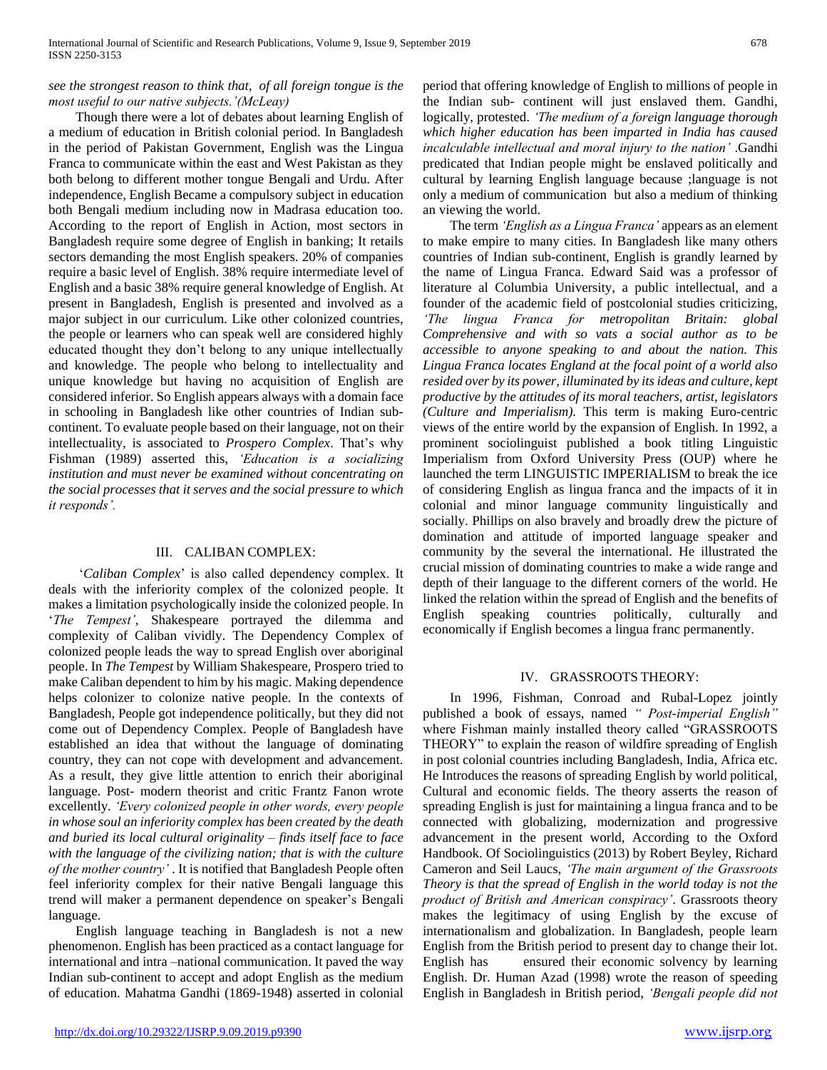*see the strongest reason to think that, of all foreign tongue is the most useful to our native subjects.'(McLeay)*

Though there were a lot of debates about learning English of a medium of education in British colonial period. In Bangladesh in the period of Pakistan Government, English was the Lingua Franca to communicate within the east and West Pakistan as they both belong to different mother tongue Bengali and Urdu. After independence, English Became a compulsory subject in education both Bengali medium including now in Madrasa education too. According to the report of English in Action, most sectors in Bangladesh require some degree of English in banking; It retails sectors demanding the most English speakers. 20% of companies require a basic level of English. 38% require intermediate level of English and a basic 38% require general knowledge of English. At present in Bangladesh, English is presented and involved as a major subject in our curriculum. Like other colonized countries, the people or learners who can speak well are considered highly educated thought they don't belong to any unique intellectually and knowledge. The people who belong to intellectuality and unique knowledge but having no acquisition of English are considered inferior. So English appears always with a domain face in schooling in Bangladesh like other countries of Indian sub-continent. To evaluate people based on their language, not on their intellectuality, is associated to *Prospero Complex*. That's why Fishman (1989) asserted this, *'Education is a socializing institution and must never be examined without concentrating on the social processes that it serves and the social pressure to which it responds'.*

## III. CALIBAN COMPLEX:

'*Caliban Complex*' is also called dependency complex. It deals with the inferiority complex of the colonized people. It makes a limitation psychologically inside the colonized people. In '*The Tempest'*, Shakespeare portrayed the dilemma and complexity of Caliban vividly. The Dependency Complex of colonized people leads the way to spread English over aboriginal people. In *The Tempest* by William Shakespeare, Prospero tried to make Caliban dependent to him by his magic. Making dependence helps colonizer to colonize native people. In the contexts of Bangladesh, People got independence politically, but they did not come out of Dependency Complex. People of Bangladesh have established an idea that without the language of dominating country, they can not cope with development and advancement. As a result, they give little attention to enrich their aboriginal language. Post- modern theorist and critic Frantz Fanon wrote excellently. *'Every colonized people in other words, every people in whose soul an inferiority complex has been created by the death and buried its local cultural originality – finds itself face to face with the language of the civilizing nation; that is with the culture of the mother country'* . It is notified that Bangladesh People often feel inferiority complex for their native Bengali language this trend will maker a permanent dependence on speaker's Bengali language.

English language teaching in Bangladesh is not a new phenomenon. English has been practiced as a contact language for international and intra –national communication. It paved the way Indian sub-continent to accept and adopt English as the medium of education. Mahatma Gandhi (1869-1948) asserted in colonial period that offering knowledge of English to millions of people in the Indian sub- continent will just enslaved them. Gandhi, logically, protested. *'The medium of a foreign language thorough which higher education has been imparted in India has caused incalculable intellectual and moral injury to the nation'* .Gandhi predicated that Indian people might be enslaved politically and cultural by learning English language because ;language is not only a medium of communication but also a medium of thinking an viewing the world.

The term *'English as a Lingua Franca'* appears as an element to make empire to many cities. In Bangladesh like many others countries of Indian sub-continent, English is grandly learned by the name of Lingua Franca. Edward Said was a professor of literature al Columbia University, a public intellectual, and a founder of the academic field of postcolonial studies criticizing, *'The lingua Franca for metropolitan Britain: global Comprehensive and with so vats a social author as to be accessible to anyone speaking to and about the nation. This Lingua Franca locates England at the focal point of a world also resided over by its power, illuminated by its ideas and culture, kept productive by the attitudes of its moral teachers, artist, legislators (Culture and Imperialism).* This term is making Euro-centric views of the entire world by the expansion of English. In 1992, a prominent sociolinguist published a book titling Linguistic Imperialism from Oxford University Press (OUP) where he launched the term LINGUISTIC IMPERIALISM to break the ice of considering English as lingua franca and the impacts of it in colonial and minor language community linguistically and socially. Phillips on also bravely and broadly drew the picture of domination and attitude of imported language speaker and community by the several the international. He illustrated the crucial mission of dominating countries to make a wide range and depth of their language to the different corners of the world. He linked the relation within the spread of English and the benefits of English speaking countries politically, culturally and economically if English becomes a lingua franc permanently.

## IV. GRASSROOTS THEORY:

In 1996, Fishman, Conroad and Rubal-Lopez jointly published a book of essays, named *" Post-imperial English"* where Fishman mainly installed theory called "GRASSROOTS THEORY" to explain the reason of wildfire spreading of English in post colonial countries including Bangladesh, India, Africa etc. He Introduces the reasons of spreading English by world political, Cultural and economic fields. The theory asserts the reason of spreading English is just for maintaining a lingua franca and to be connected with globalizing, modernization and progressive advancement in the present world, According to the Oxford Handbook. Of Sociolinguistics (2013) by Robert Beyley, Richard Cameron and Seil Laucs, *'The main argument of the Grassroots Theory is that the spread of English in the world today is not the product of British and American conspiracy'*. Grassroots theory makes the legitimacy of using English by the excuse of internationalism and globalization. In Bangladesh, people learn English from the British period to present day to change their lot. English has ensured their economic solvency by learning English. Dr. Human Azad (1998) wrote the reason of speeding English in Bangladesh in British period, *'Bengali people did not*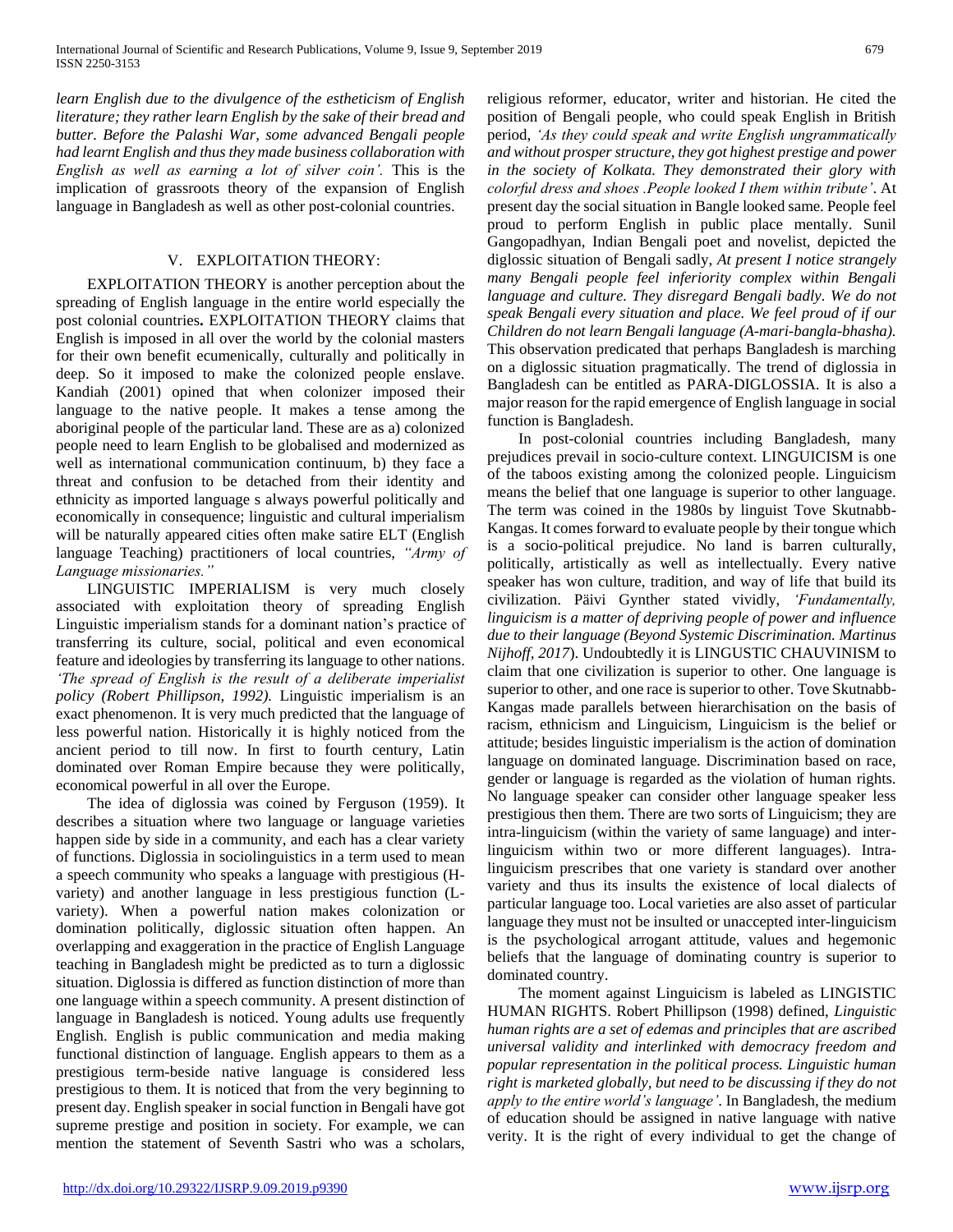*learn English due to the divulgence of the estheticism of English literature; they rather learn English by the sake of their bread and butter. Before the Palashi War, some advanced Bengali people had learnt English and thus they made business collaboration with English as well as earning a lot of silver coin'.* This is the implication of grassroots theory of the expansion of English language in Bangladesh as well as other post-colonial countries.

## V. EXPLOITATION THEORY:

EXPLOITATION THEORY is another perception about the spreading of English language in the entire world especially the post colonial countries**.** EXPLOITATION THEORY claims that English is imposed in all over the world by the colonial masters for their own benefit ecumenically, culturally and politically in deep. So it imposed to make the colonized people enslave. Kandiah (2001) opined that when colonizer imposed their language to the native people. It makes a tense among the aboriginal people of the particular land. These are as a) colonized people need to learn English to be globalised and modernized as well as international communication continuum, b) they face a threat and confusion to be detached from their identity and ethnicity as imported language s always powerful politically and economically in consequence; linguistic and cultural imperialism will be naturally appeared cities often make satire ELT (English language Teaching) practitioners of local countries, *"Army of Language missionaries."*

LINGUISTIC IMPERIALISM is very much closely associated with exploitation theory of spreading English Linguistic imperialism stands for a dominant nation's practice of transferring its culture, social, political and even economical feature and ideologies by transferring its language to other nations. *'The spread of English is the result of a deliberate imperialist policy (Robert Phillipson, 1992).* Linguistic imperialism is an exact phenomenon. It is very much predicted that the language of less powerful nation. Historically it is highly noticed from the ancient period to till now. In first to fourth century, Latin dominated over Roman Empire because they were politically, economical powerful in all over the Europe.

The idea of diglossia was coined by Ferguson (1959). It describes a situation where two language or language varieties happen side by side in a community, and each has a clear variety of functions. Diglossia in sociolinguistics in a term used to mean a speech community who speaks a language with prestigious (H-variety) and another language in less prestigious function (L-variety). When a powerful nation makes colonization or domination politically, diglossic situation often happen. An overlapping and exaggeration in the practice of English Language teaching in Bangladesh might be predicted as to turn a diglossic situation. Diglossia is differed as function distinction of more than one language within a speech community. A present distinction of language in Bangladesh is noticed. Young adults use frequently English. English is public communication and media making functional distinction of language. English appears to them as a prestigious term-beside native language is considered less prestigious to them. It is noticed that from the very beginning to present day. English speaker in social function in Bengali have got supreme prestige and position in society. For example, we can mention the statement of Seventh Sastri who was a scholars, religious reformer, educator, writer and historian. He cited the position of Bengali people, who could speak English in British period, *'As they could speak and write English ungrammatically and without prosper structure, they got highest prestige and power in the society of Kolkata. They demonstrated their glory with colorful dress and shoes .People looked I them within tribute'*. At present day the social situation in Bangle looked same. People feel proud to perform English in public place mentally. Sunil Gangopadhyan, Indian Bengali poet and novelist, depicted the diglossic situation of Bengali sadly, *At present I notice strangely many Bengali people feel inferiority complex within Bengali language and culture. They disregard Bengali badly. We do not speak Bengali every situation and place. We feel proud of if our Children do not learn Bengali language (A-mari-bangla-bhasha).* This observation predicated that perhaps Bangladesh is marching on a diglossic situation pragmatically. The trend of diglossia in Bangladesh can be entitled as PARA-DIGLOSSIA. It is also a major reason for the rapid emergence of English language in social function is Bangladesh.

In post-colonial countries including Bangladesh, many prejudices prevail in socio-culture context. LINGUICISM is one of the taboos existing among the colonized people. Linguicism means the belief that one language is superior to other language. The term was coined in the 1980s by linguist Tove Skutnabb-Kangas. It comes forward to evaluate people by their tongue which is a socio-political prejudice. No land is barren culturally, politically, artistically as well as intellectually. Every native speaker has won culture, tradition, and way of life that build its civilization. Päivi Gynther stated vividly, *'Fundamentally, linguicism is a matter of depriving people of power and influence due to their language (Beyond Systemic Discrimination. Martinus Nijhoff, 2017*). Undoubtedly it is LINGUSTIC CHAUVINISM to claim that one civilization is superior to other. One language is superior to other, and one race is superior to other. Tove Skutnabb-Kangas made parallels between hierarchisation on the basis of racism, ethnicism and Linguicism, Linguicism is the belief or attitude; besides linguistic imperialism is the action of domination language on dominated language. Discrimination based on race, gender or language is regarded as the violation of human rights. No language speaker can consider other language speaker less prestigious then them. There are two sorts of Linguicism; they are intra-linguicism (within the variety of same language) and inter-linguicism within two or more different languages). Intra-linguicism prescribes that one variety is standard over another variety and thus its insults the existence of local dialects of particular language too. Local varieties are also asset of particular language they must not be insulted or unaccepted inter-linguicism is the psychological arrogant attitude, values and hegemonic beliefs that the language of dominating country is superior to dominated country.

The moment against Linguicism is labeled as LINGISTIC HUMAN RIGHTS. Robert Phillipson (1998) defined, *Linguistic human rights are a set of edemas and principles that are ascribed universal validity and interlinked with democracy freedom and popular representation in the political process. Linguistic human right is marketed globally, but need to be discussing if they do not apply to the entire world's language'*. In Bangladesh, the medium of education should be assigned in native language with native verity. It is the right of every individual to get the change of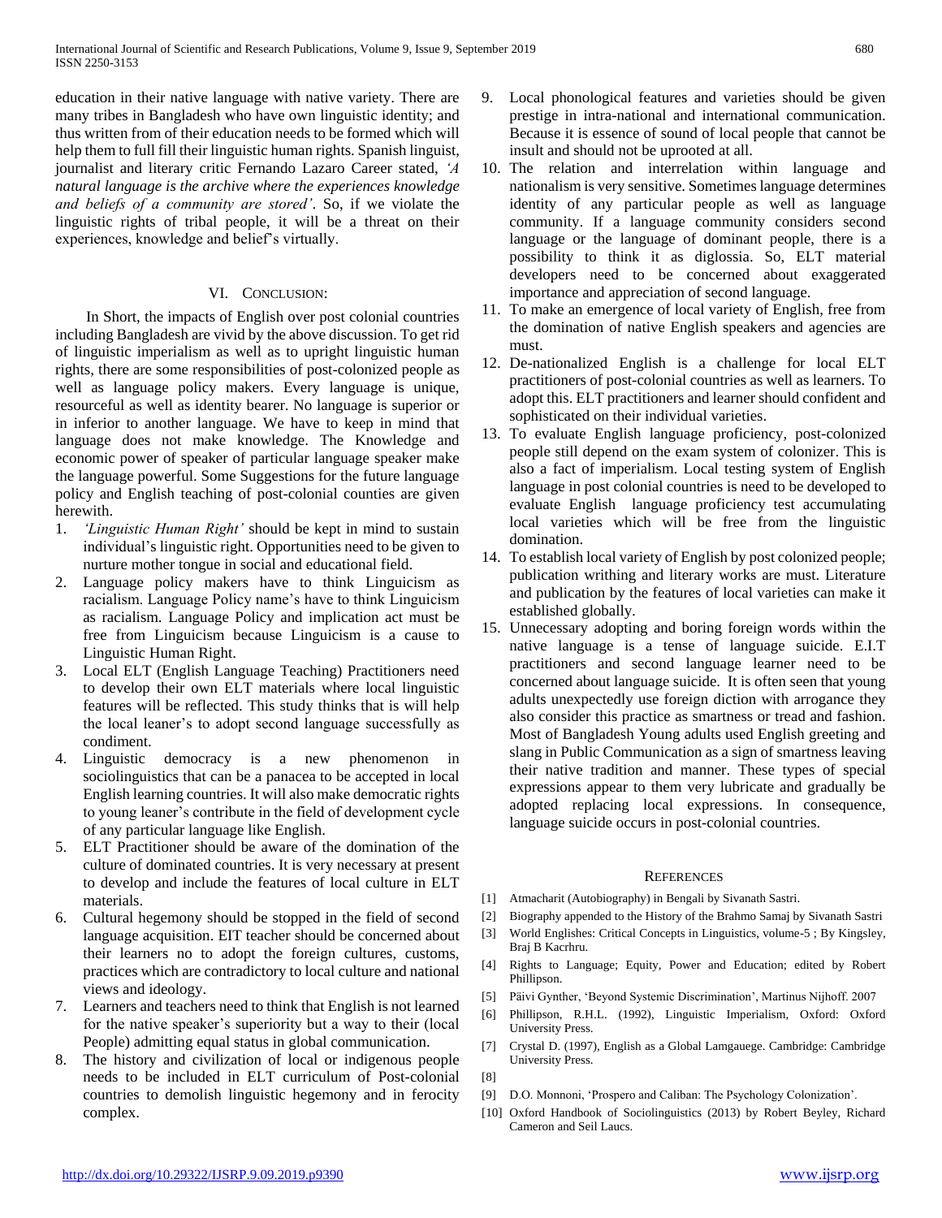education in their native language with native variety. There are many tribes in Bangladesh who have own linguistic identity; and thus written from of their education needs to be formed which will help them to full fill their linguistic human rights. Spanish linguist, journalist and literary critic Fernando Lazaro Career stated, *'A natural language is the archive where the experiences knowledge and beliefs of a community are stored'*. So, if we violate the linguistic rights of tribal people, it will be a threat on their experiences, knowledge and belief's virtually.

## VI. Conclusion:

In Short, the impacts of English over post colonial countries including Bangladesh are vivid by the above discussion. To get rid of linguistic imperialism as well as to upright linguistic human rights, there are some responsibilities of post-colonized people as well as language policy makers. Every language is unique, resourceful as well as identity bearer. No language is superior or in inferior to another language. We have to keep in mind that language does not make knowledge. The Knowledge and economic power of speaker of particular language speaker make the language powerful. Some Suggestions for the future language policy and English teaching of post-colonial counties are given herewith.

1. *'Linguistic Human Right'* should be kept in mind to sustain individual's linguistic right. Opportunities need to be given to nurture mother tongue in social and educational field.
2. Language policy makers have to think Linguicism as racialism. Language Policy name's have to think Linguicism as racialism. Language Policy and implication act must be free from Linguicism because Linguicism is a cause to Linguistic Human Right.
3. Local ELT (English Language Teaching) Practitioners need to develop their own ELT materials where local linguistic features will be reflected. This study thinks that is will help the local leaner's to adopt second language successfully as condiment.
4. Linguistic democracy is a new phenomenon in sociolinguistics that can be a panacea to be accepted in local English learning countries. It will also make democratic rights to young leaner's contribute in the field of development cycle of any particular language like English.
5. ELT Practitioner should be aware of the domination of the culture of dominated countries. It is very necessary at present to develop and include the features of local culture in ELT materials.
6. Cultural hegemony should be stopped in the field of second language acquisition. EIT teacher should be concerned about their learners no to adopt the foreign cultures, customs, practices which are contradictory to local culture and national views and ideology.
7. Learners and teachers need to think that English is not learned for the native speaker's superiority but a way to their (local People) admitting equal status in global communication.
8. The history and civilization of local or indigenous people needs to be included in ELT curriculum of Post-colonial countries to demolish linguistic hegemony and in ferocity complex.
9. Local phonological features and varieties should be given prestige in intra-national and international communication. Because it is essence of sound of local people that cannot be insult and should not be uprooted at all.
10. The relation and interrelation within language and nationalism is very sensitive. Sometimes language determines identity of any particular people as well as language community. If a language community considers second language or the language of dominant people, there is a possibility to think it as diglossia. So, ELT material developers need to be concerned about exaggerated importance and appreciation of second language.
11. To make an emergence of local variety of English, free from the domination of native English speakers and agencies are must.
12. De-nationalized English is a challenge for local ELT practitioners of post-colonial countries as well as learners. To adopt this. ELT practitioners and learner should confident and sophisticated on their individual varieties.
13. To evaluate English language proficiency, post-colonized people still depend on the exam system of colonizer. This is also a fact of imperialism. Local testing system of English language in post colonial countries is need to be developed to evaluate English language proficiency test accumulating local varieties which will be free from the linguistic domination.
14. To establish local variety of English by post colonized people; publication writhing and literary works are must. Literature and publication by the features of local varieties can make it established globally.
15. Unnecessary adopting and boring foreign words within the native language is a tense of language suicide. E.I.T practitioners and second language learner need to be concerned about language suicide. It is often seen that young adults unexpectedly use foreign diction with arrogance they also consider this practice as smartness or tread and fashion. Most of Bangladesh Young adults used English greeting and slang in Public Communication as a sign of smartness leaving their native tradition and manner. These types of special expressions appear to them very lubricate and gradually be adopted replacing local expressions. In consequence, language suicide occurs in post-colonial countries.

## References

[1] Atmacharit (Autobiography) in Bengali by Sivanath Sastri.

[2] Biography appended to the History of the Brahmo Samaj by Sivanath Sastri

[3] World Englishes: Critical Concepts in Linguistics, volume-5 ; By Kingsley, Braj B Kacrhru.

[4] Rights to Language; Equity, Power and Education; edited by Robert Phillipson.

[5] Päivi Gynther, 'Beyond Systemic Discrimination', Martinus Nijhoff. 2007

[6] Phillipson, R.H.L. (1992), Linguistic Imperialism, Oxford: Oxford University Press.

[7] Crystal D. (1997), English as a Global Lamgauege. Cambridge: Cambridge University Press.

[8]

[9] D.O. Monnoni, 'Prospero and Caliban: The Psychology Colonization'.

[10] Oxford Handbook of Sociolinguistics (2013) by Robert Beyley, Richard Cameron and Seil Laucs.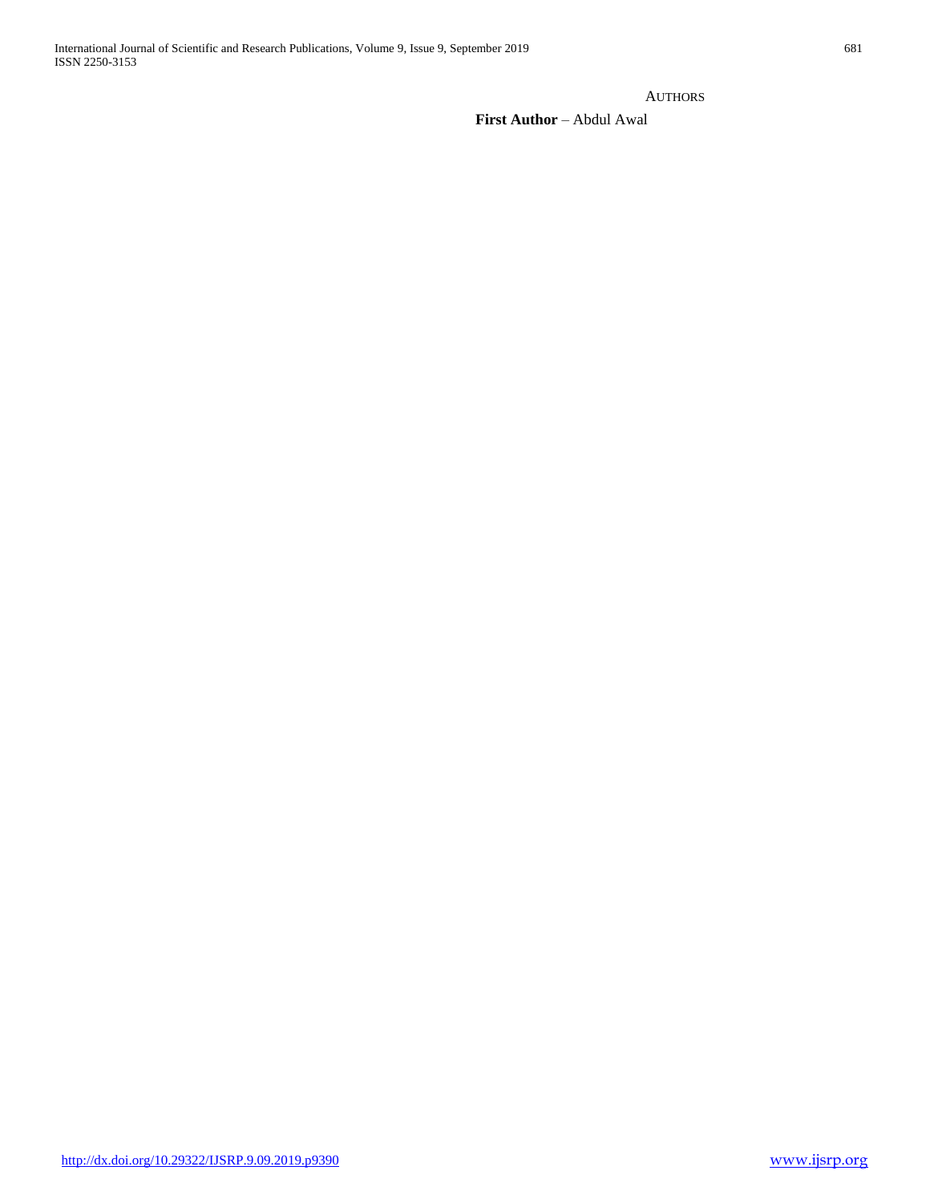## AUTHORS

**First Author** – Abdul Awal